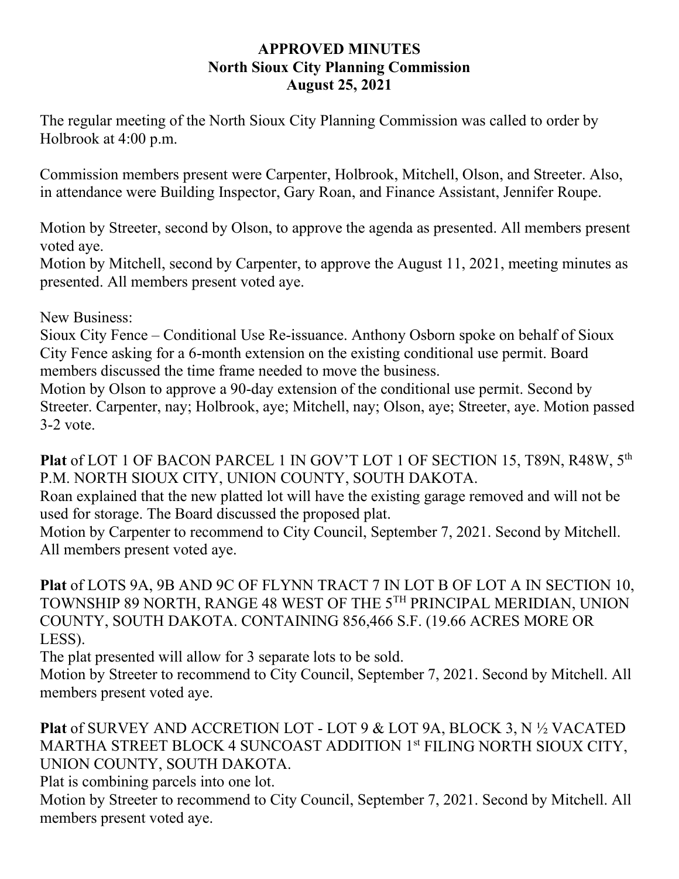# APPROVED MINUTES
## North Sioux City Planning Commission
## August 25, 2021

The regular meeting of the North Sioux City Planning Commission was called to order by Holbrook at 4:00 p.m.

Commission members present were Carpenter, Holbrook, Mitchell, Olson, and Streeter. Also, in attendance were Building Inspector, Gary Roan, and Finance Assistant, Jennifer Roupe.

Motion by Streeter, second by Olson, to approve the agenda as presented. All members present voted aye.
Motion by Mitchell, second by Carpenter, to approve the August 11, 2021, meeting minutes as presented. All members present voted aye.

New Business:
Sioux City Fence – Conditional Use Re-issuance. Anthony Osborn spoke on behalf of Sioux City Fence asking for a 6-month extension on the existing conditional use permit. Board members discussed the time frame needed to move the business.
Motion by Olson to approve a 90-day extension of the conditional use permit. Second by Streeter. Carpenter, nay; Holbrook, aye; Mitchell, nay; Olson, aye; Streeter, aye. Motion passed 3-2 vote.

**Plat** of LOT 1 OF BACON PARCEL 1 IN GOV'T LOT 1 OF SECTION 15, T89N, R48W, 5th P.M. NORTH SIOUX CITY, UNION COUNTY, SOUTH DAKOTA.
Roan explained that the new platted lot will have the existing garage removed and will not be used for storage. The Board discussed the proposed plat.
Motion by Carpenter to recommend to City Council, September 7, 2021. Second by Mitchell. All members present voted aye.

**Plat** of LOTS 9A, 9B AND 9C OF FLYNN TRACT 7 IN LOT B OF LOT A IN SECTION 10, TOWNSHIP 89 NORTH, RANGE 48 WEST OF THE 5TH PRINCIPAL MERIDIAN, UNION COUNTY, SOUTH DAKOTA. CONTAINING 856,466 S.F. (19.66 ACRES MORE OR LESS).
The plat presented will allow for 3 separate lots to be sold.
Motion by Streeter to recommend to City Council, September 7, 2021. Second by Mitchell. All members present voted aye.

**Plat** of SURVEY AND ACCRETION LOT - LOT 9 & LOT 9A, BLOCK 3, N ½ VACATED MARTHA STREET BLOCK 4 SUNCOAST ADDITION 1st FILING NORTH SIOUX CITY, UNION COUNTY, SOUTH DAKOTA.
Plat is combining parcels into one lot.
Motion by Streeter to recommend to City Council, September 7, 2021. Second by Mitchell. All members present voted aye.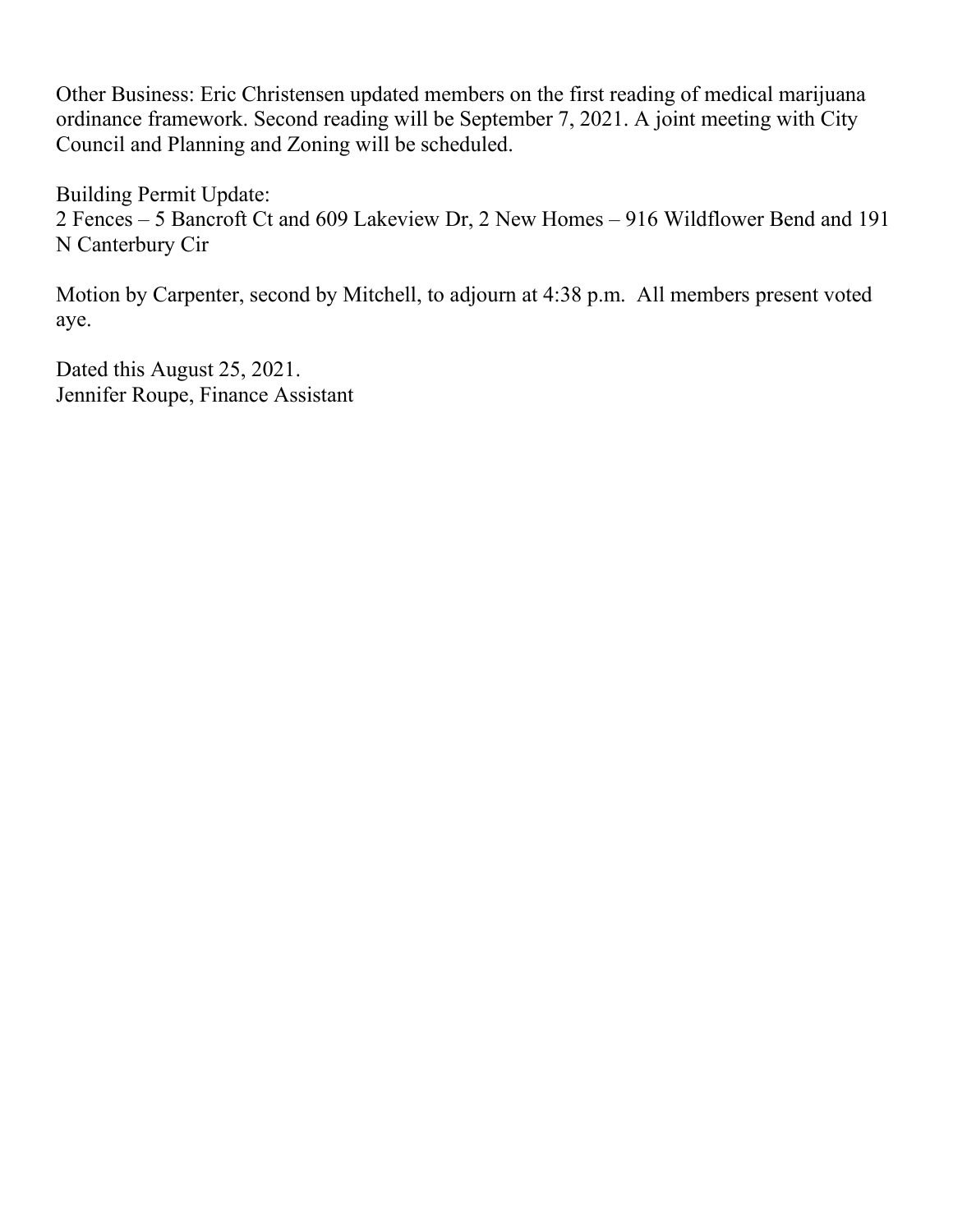Other Business: Eric Christensen updated members on the first reading of medical marijuana ordinance framework. Second reading will be September 7, 2021. A joint meeting with City Council and Planning and Zoning will be scheduled.

Building Permit Update:
2 Fences – 5 Bancroft Ct and 609 Lakeview Dr, 2 New Homes – 916 Wildflower Bend and 191 N Canterbury Cir

Motion by Carpenter, second by Mitchell, to adjourn at 4:38 p.m. All members present voted aye.

Dated this August 25, 2021.
Jennifer Roupe, Finance Assistant